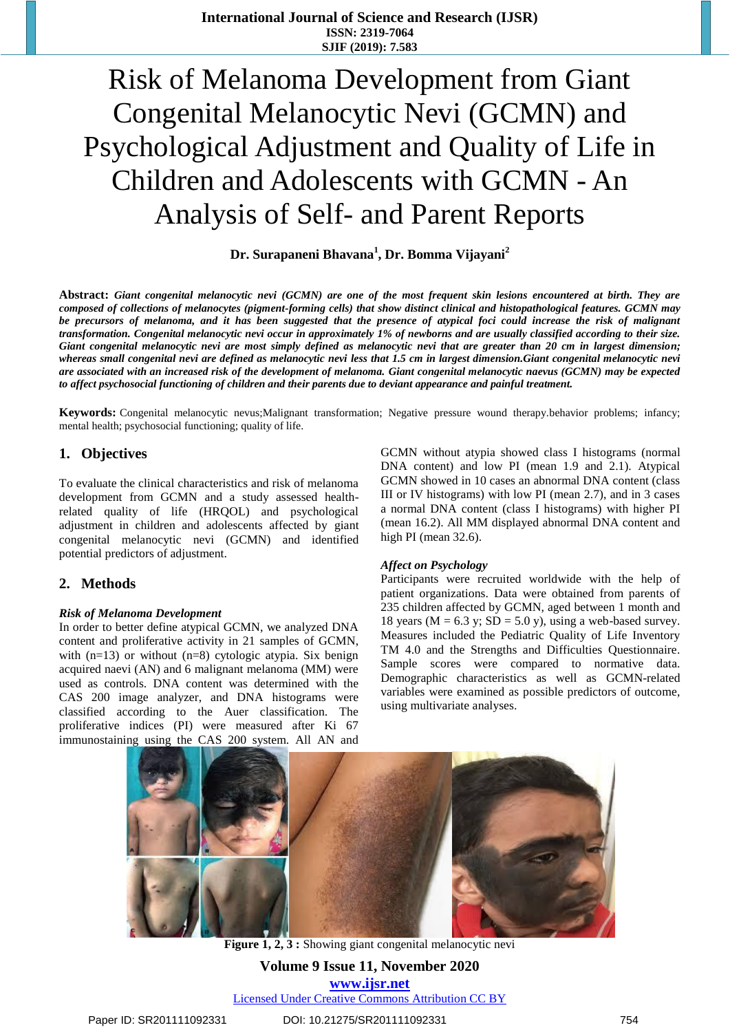# Risk of Melanoma Development from Giant Congenital Melanocytic Nevi (GCMN) and Psychological Adjustment and Quality of Life in Children and Adolescents with GCMN - An Analysis of Self- and Parent Reports

**Dr. Surapaneni Bhavana[1], Dr. Bomma Vijayani[2]**

**Abstract:** ***Giant congenital melanocytic nevi (GCMN) are one of the most frequent skin lesions encountered at birth. They are composed of collections of melanocytes (pigment-forming cells) that show distinct clinical and histopathological features. GCMN may be precursors of melanoma, and it has been suggested that the presence of atypical foci could increase the risk of malignant transformation. Congenital melanocytic nevi occur in approximately 1% of newborns and are usually classified according to their size. Giant congenital melanocytic nevi are most simply defined as melanocytic nevi that are greater than 20 cm in largest dimension; whereas small congenital nevi are defined as melanocytic nevi less that 1.5 cm in largest dimension.Giant congenital melanocytic nevi are associated with an increased risk of the development of melanoma. Giant congenital melanocytic naevus (GCMN) may be expected to affect psychosocial functioning of children and their parents due to deviant appearance and painful treatment.***

**Keywords:** Congenital melanocytic nevus;Malignant transformation; Negative pressure wound therapy.behavior problems; infancy; mental health; psychosocial functioning; quality of life.

## 1. Objectives

To evaluate the clinical characteristics and risk of melanoma development from GCMN and a study assessed health-related quality of life (HRQOL) and psychological adjustment in children and adolescents affected by giant congenital melanocytic nevi (GCMN) and identified potential predictors of adjustment.

## 2. Methods

***Risk of Melanoma Development***

In order to better define atypical GCMN, we analyzed DNA content and proliferative activity in 21 samples of GCMN, with (n=13) or without (n=8) cytologic atypia. Six benign acquired naevi (AN) and 6 malignant melanoma (MM) were used as controls. DNA content was determined with the CAS 200 image analyzer, and DNA histograms were classified according to the Auer classification. The proliferative indices (PI) were measured after Ki 67 immunostaining using the CAS 200 system. All AN and GCMN without atypia showed class I histograms (normal DNA content) and low PI (mean 1.9 and 2.1). Atypical GCMN showed in 10 cases an abnormal DNA content (class III or IV histograms) with low PI (mean 2.7), and in 3 cases a normal DNA content (class I histograms) with higher PI (mean 16.2). All MM displayed abnormal DNA content and high PI (mean 32.6).

***Affect on Psychology***

Participants were recruited worldwide with the help of patient organizations. Data were obtained from parents of 235 children affected by GCMN, aged between 1 month and 18 years (M = 6.3 y; SD = 5.0 y), using a web-based survey. Measures included the Pediatric Quality of Life Inventory TM 4.0 and the Strengths and Difficulties Questionnaire. Sample scores were compared to normative data. Demographic characteristics as well as GCMN-related variables were examined as possible predictors of outcome, using multivariate analyses.

**Figure 1, 2, 3 :** Showing giant congenital melanocytic nevi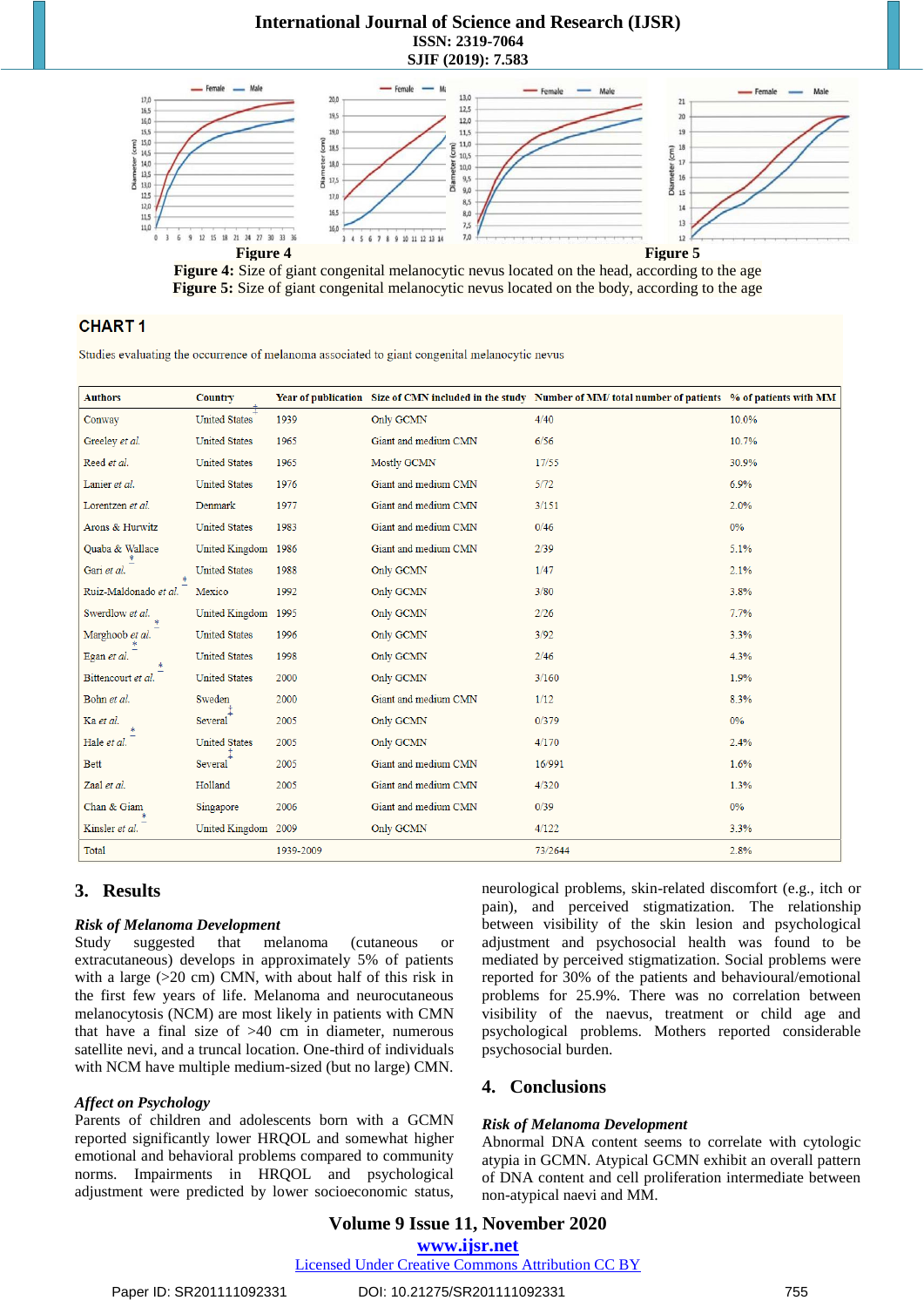**Figure 4** **Figure 5**

**Figure 4:** Size of giant congenital melanocytic nevus located on the head, according to the age

**Figure 5:** Size of giant congenital melanocytic nevus located on the body, according to the age

**CHART 1**

Studies evaluating the occurrence of melanoma associated to giant congenital melanocytic nevus

| Authors | Country | Year of publication | Size of CMN included in the study | Number of MM/ total number of patients | % of patients with MM |
|---|---|---|---|---|---|
| Conway | United States | 1939 | Only GCMN | 4/40 | 10.0% |
| Greeley *et al.* | United States | 1965 | Giant and medium CMN | 6/56 | 10.7% |
| Reed *et al.* | United States | 1965 | Mostly GCMN | 17/55 | 30.9% |
| Lanier *et al.* | United States | 1976 | Giant and medium CMN | 5/72 | 6.9% |
| Lorentzen *et al.* | Denmark | 1977 | Giant and medium CMN | 3/151 | 2.0% |
| Arons & Hurwitz | United States | 1983 | Giant and medium CMN | 0/46 | 0% |
| Quaba & Wallace | United Kingdom | 1986 | Giant and medium CMN | 2/39 | 5.1% |
| Gari *et al.* | United States | 1988 | Only GCMN | 1/47 | 2.1% |
| Ruiz-Maldonado *et al.* | Mexico | 1992 | Only GCMN | 3/80 | 3.8% |
| Swerdlow *et al.* | United Kingdom | 1995 | Only GCMN | 2/26 | 7.7% |
| Marghoob *et al.* | United States | 1996 | Only GCMN | 3/92 | 3.3% |
| Egan *et al.* | United States | 1998 | Only GCMN | 2/46 | 4.3% |
| Bittencourt *et al.* | United States | 2000 | Only GCMN | 3/160 | 1.9% |
| Bohn *et al.* | Sweden | 2000 | Giant and medium CMN | 1/12 | 8.3% |
| Ka *et al.* | Several | 2005 | Only GCMN | 0/379 | 0% |
| Hale *et al.* | United States | 2005 | Only GCMN | 4/170 | 2.4% |
| Bett | Several | 2005 | Giant and medium CMN | 16/991 | 1.6% |
| Zaal *et al.* | Holland | 2005 | Giant and medium CMN | 4/320 | 1.3% |
| Chan & Giam | Singapore | 2006 | Giant and medium CMN | 0/39 | 0% |
| Kinsler *et al.* | United Kingdom | 2009 | Only GCMN | 4/122 | 3.3% |
| Total | | 1939-2009 | | 73/2644 | 2.8% |

## 3. Results

### *Risk of Melanoma Development*

Study suggested that melanoma (cutaneous or extracutaneous) develops in approximately 5% of patients with a large (>20 cm) CMN, with about half of this risk in the first few years of life. Melanoma and neurocutaneous melanocytosis (NCM) are most likely in patients with CMN that have a final size of >40 cm in diameter, numerous satellite nevi, and a truncal location. One-third of individuals with NCM have multiple medium-sized (but no large) CMN.

### *Affect on Psychology*

Parents of children and adolescents born with a GCMN reported significantly lower HRQOL and somewhat higher emotional and behavioral problems compared to community norms. Impairments in HRQOL and psychological adjustment were predicted by lower socioeconomic status, neurological problems, skin-related discomfort (e.g., itch or pain), and perceived stigmatization. The relationship between visibility of the skin lesion and psychological adjustment and psychosocial health was found to be mediated by perceived stigmatization. Social problems were reported for 30% of the patients and behavioural/emotional problems for 25.9%. There was no correlation between visibility of the naevus, treatment or child age and psychological problems. Mothers reported considerable psychosocial burden.

## 4. Conclusions

### *Risk of Melanoma Development*

Abnormal DNA content seems to correlate with cytologic atypia in GCMN. Atypical GCMN exhibit an overall pattern of DNA content and cell proliferation intermediate between non-atypical naevi and MM.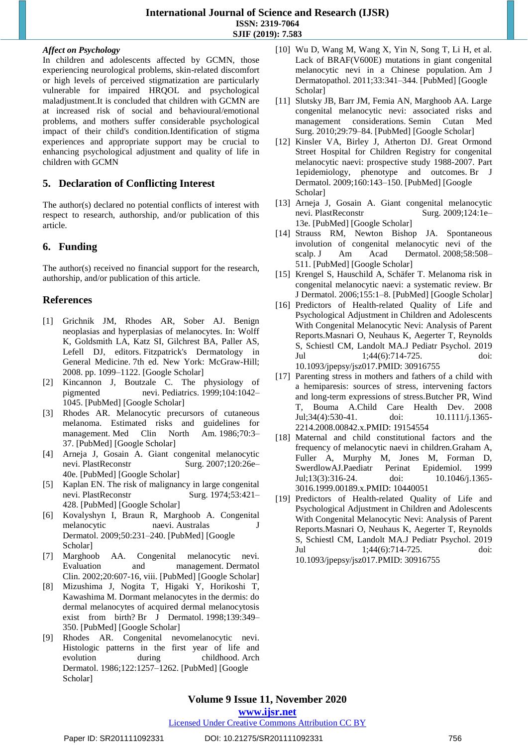***Affect on Psychology***

In children and adolescents affected by GCMN, those experiencing neurological problems, skin-related discomfort or high levels of perceived stigmatization are particularly vulnerable for impaired HRQOL and psychological maladjustment.It is concluded that children with GCMN are at increased risk of social and behavioural/emotional problems, and mothers suffer considerable psychological impact of their child's condition.Identification of stigma experiences and appropriate support may be crucial to enhancing psychological adjustment and quality of life in children with GCMN

## 5. Declaration of Conflicting Interest

The author(s) declared no potential conflicts of interest with respect to research, authorship, and/or publication of this article.

## 6. Funding

The author(s) received no financial support for the research, authorship, and/or publication of this article.

## References

[1] Grichnik JM, Rhodes AR, Sober AJ. Benign neoplasias and hyperplasias of melanocytes. In: Wolff K, Goldsmith LA, Katz SI, Gilchrest BA, Paller AS, Lefell DJ, editors. Fitzpatrick's Dermatology in General Medicine. 7th ed. New York: McGraw-Hill; 2008. pp. 1099–1122. [Google Scholar]

[2] Kincannon J, Boutzale C. The physiology of pigmented nevi. Pediatrics. 1999;104:1042–1045. [PubMed] [Google Scholar]

[3] Rhodes AR. Melanocytic precursors of cutaneous melanoma. Estimated risks and guidelines for management. Med Clin North Am. 1986;70:3–37. [PubMed] [Google Scholar]

[4] Arneja J, Gosain A. Giant congenital melanocytic nevi. PlastReconstr Surg. 2007;120:26e–40e. [PubMed] [Google Scholar]

[5] Kaplan EN. The risk of malignancy in large congenital nevi. PlastReconstr Surg. 1974;53:421–428. [PubMed] [Google Scholar]

[6] Kovalyshyn I, Braun R, Marghoob A. Congenital melanocytic naevi. Australas J Dermatol. 2009;50:231–240. [PubMed] [Google Scholar]

[7] Marghoob AA. Congenital melanocytic nevi. Evaluation and management. Dermatol Clin. 2002;20:607-16, viii. [PubMed] [Google Scholar]

[8] Mizushima J, Nogita T, Higaki Y, Horikoshi T, Kawashima M. Dormant melanocytes in the dermis: do dermal melanocytes of acquired dermal melanocytosis exist from birth? Br J Dermatol. 1998;139:349–350. [PubMed] [Google Scholar]

[9] Rhodes AR. Congenital nevomelanocytic nevi. Histologic patterns in the first year of life and evolution during childhood. Arch Dermatol. 1986;122:1257–1262. [PubMed] [Google Scholar]

[10] Wu D, Wang M, Wang X, Yin N, Song T, Li H, et al. Lack of BRAF(V600E) mutations in giant congenital melanocytic nevi in a Chinese population. Am J Dermatopathol. 2011;33:341–344. [PubMed] [Google Scholar]

[11] Slutsky JB, Barr JM, Femia AN, Marghoob AA. Large congenital melanocytic nevi: associated risks and management considerations. Semin Cutan Med Surg. 2010;29:79–84. [PubMed] [Google Scholar]

[12] Kinsler VA, Birley J, Atherton DJ. Great Ormond Street Hospital for Children Registry for congenital melanocytic naevi: prospective study 1988-2007. Part 1epidemiology, phenotype and outcomes. Br J Dermatol. 2009;160:143–150. [PubMed] [Google Scholar]

[13] Arneja J, Gosain A. Giant congenital melanocytic nevi. PlastReconstr Surg. 2009;124:1e–13e. [PubMed] [Google Scholar]

[14] Strauss RM, Newton Bishop JA. Spontaneous involution of congenital melanocytic nevi of the scalp. J Am Acad Dermatol. 2008;58:508–511. [PubMed] [Google Scholar]

[15] Krengel S, Hauschild A, Schäfer T. Melanoma risk in congenital melanocytic naevi: a systematic review. Br J Dermatol. 2006;155:1–8. [PubMed] [Google Scholar]

[16] Predictors of Health-related Quality of Life and Psychological Adjustment in Children and Adolescents With Congenital Melanocytic Nevi: Analysis of Parent Reports.Masnari O, Neuhaus K, Aegerter T, Reynolds S, Schiestl CM, Landolt MA.J Pediatr Psychol. 2019 Jul 1;44(6):714-725. doi: 10.1093/jpepsy/jsz017.PMID: 30916755

[17] Parenting stress in mothers and fathers of a child with a hemiparesis: sources of stress, intervening factors and long-term expressions of stress.Butcher PR, Wind T, Bouma A.Child Care Health Dev. 2008 Jul;34(4):530-41. doi: 10.1111/j.1365-2214.2008.00842.x.PMID: 19154554

[18] Maternal and child constitutional factors and the frequency of melanocytic naevi in children.Graham A, Fuller A, Murphy M, Jones M, Forman D, SwerdlowAJ.Paediatr Perinat Epidemiol. 1999 Jul;13(3):316-24. doi: 10.1046/j.1365-3016.1999.00189.x.PMID: 10440051

[19] Predictors of Health-related Quality of Life and Psychological Adjustment in Children and Adolescents With Congenital Melanocytic Nevi: Analysis of Parent Reports.Masnari O, Neuhaus K, Aegerter T, Reynolds S, Schiestl CM, Landolt MA.J Pediatr Psychol. 2019 Jul 1;44(6):714-725. doi: 10.1093/jpepsy/jsz017.PMID: 30916755